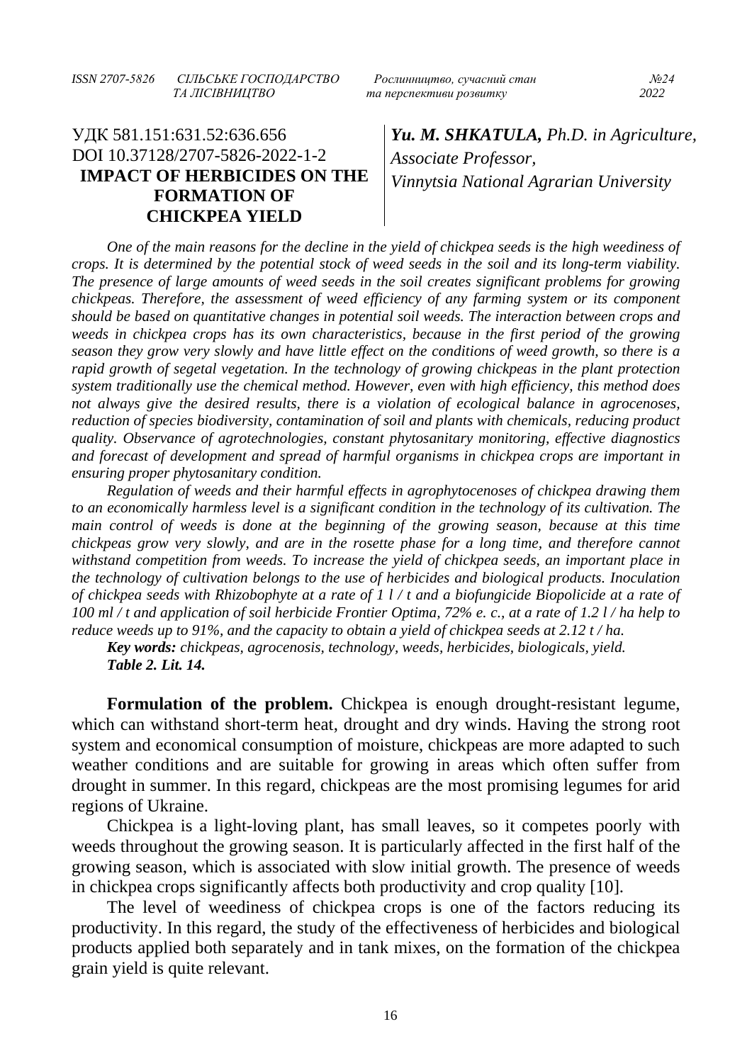УДК 581.151:631.52:636.656
DOI 10.37128/2707-5826-2022-1-2

# IMPACT OF HERBICIDES ON THE FORMATION OF CHICKPEA YIELD

***Yu. M. SHKATULA,** Ph.D. in Agriculture, Associate Professor, Vinnytsia National Agrarian University*

*One of the main reasons for the decline in the yield of chickpea seeds is the high weediness of crops. It is determined by the potential stock of weed seeds in the soil and its long-term viability. The presence of large amounts of weed seeds in the soil creates significant problems for growing chickpeas. Therefore, the assessment of weed efficiency of any farming system or its component should be based on quantitative changes in potential soil weeds. The interaction between crops and weeds in chickpea crops has its own characteristics, because in the first period of the growing season they grow very slowly and have little effect on the conditions of weed growth, so there is a rapid growth of segetal vegetation. In the technology of growing chickpeas in the plant protection system traditionally use the chemical method. However, even with high efficiency, this method does not always give the desired results, there is a violation of ecological balance in agrocenoses, reduction of species biodiversity, contamination of soil and plants with chemicals, reducing product quality. Observance of agrotechnologies, constant phytosanitary monitoring, effective diagnostics and forecast of development and spread of harmful organisms in chickpea crops are important in ensuring proper phytosanitary condition.*

*Regulation of weeds and their harmful effects in agrophytocenoses of chickpea drawing them to an economically harmless level is a significant condition in the technology of its cultivation. The main control of weeds is done at the beginning of the growing season, because at this time chickpeas grow very slowly, and are in the rosette phase for a long time, and therefore cannot withstand competition from weeds. To increase the yield of chickpea seeds, an important place in the technology of cultivation belongs to the use of herbicides and biological products. Inoculation of chickpea seeds with Rhizobophyte at a rate of 1 l / t and a biofungicide Biopolicide at a rate of 100 ml / t and application of soil herbicide Frontier Optima, 72% e. c., at a rate of 1.2 l / ha help to reduce weeds up to 91%, and the capacity to obtain a yield of chickpea seeds at 2.12 t / ha.*

***Key words:** chickpeas, agrocenosis, technology, weeds, herbicides, biologicals, yield.*

***Table 2. Lit. 14.***

**Formulation of the problem.** Chickpea is enough drought-resistant legume, which can withstand short-term heat, drought and dry winds. Having the strong root system and economical consumption of moisture, chickpeas are more adapted to such weather conditions and are suitable for growing in areas which often suffer from drought in summer. In this regard, chickpeas are the most promising legumes for arid regions of Ukraine.

Chickpea is a light-loving plant, has small leaves, so it competes poorly with weeds throughout the growing season. It is particularly affected in the first half of the growing season, which is associated with slow initial growth. The presence of weeds in chickpea crops significantly affects both productivity and crop quality [10].

The level of weediness of chickpea crops is one of the factors reducing its productivity. In this regard, the study of the effectiveness of herbicides and biological products applied both separately and in tank mixes, on the formation of the chickpea grain yield is quite relevant.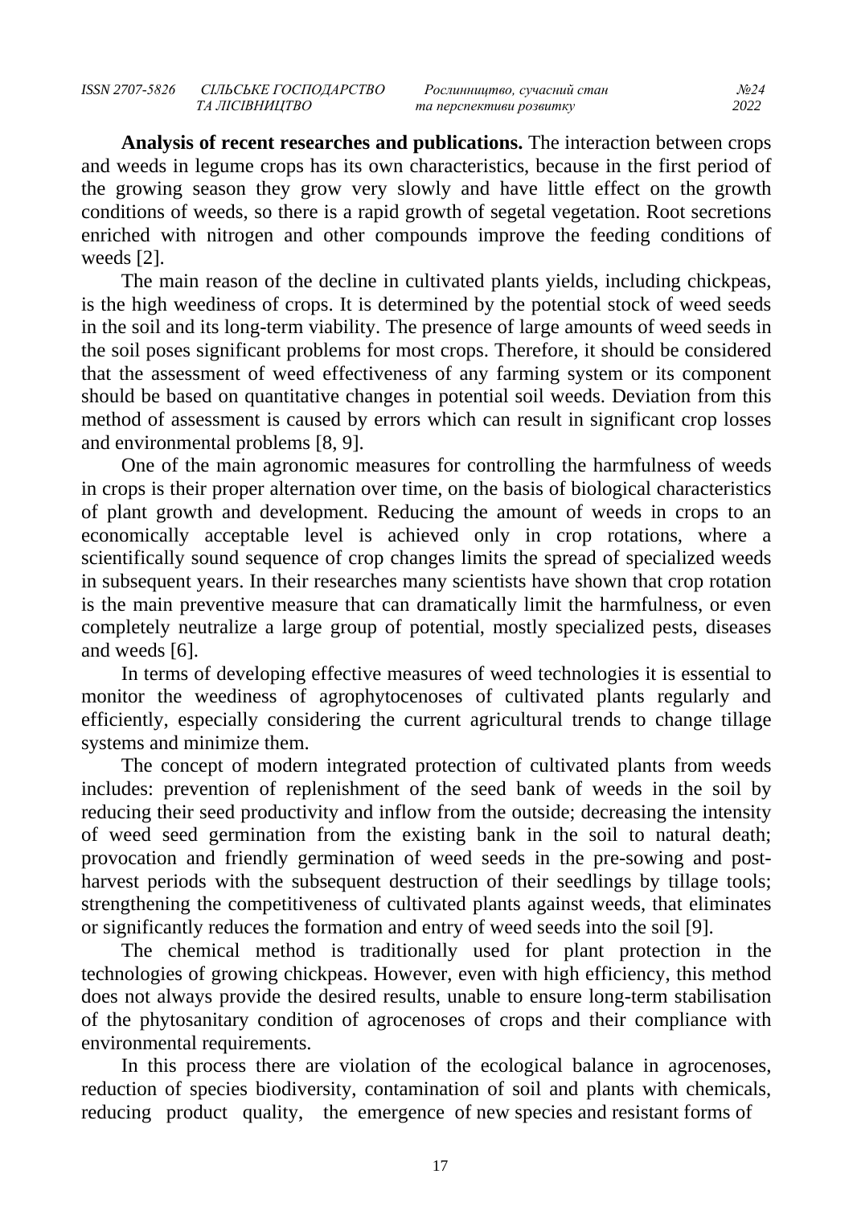**Analysis of recent researches and publications.** The interaction between crops and weeds in legume crops has its own characteristics, because in the first period of the growing season they grow very slowly and have little effect on the growth conditions of weeds, so there is a rapid growth of segetal vegetation. Root secretions enriched with nitrogen and other compounds improve the feeding conditions of weeds [2].

The main reason of the decline in cultivated plants yields, including chickpeas, is the high weediness of crops. It is determined by the potential stock of weed seeds in the soil and its long-term viability. The presence of large amounts of weed seeds in the soil poses significant problems for most crops. Therefore, it should be considered that the assessment of weed effectiveness of any farming system or its component should be based on quantitative changes in potential soil weeds. Deviation from this method of assessment is caused by errors which can result in significant crop losses and environmental problems [8, 9].

One of the main agronomic measures for controlling the harmfulness of weeds in crops is their proper alternation over time, on the basis of biological characteristics of plant growth and development. Reducing the amount of weeds in crops to an economically acceptable level is achieved only in crop rotations, where a scientifically sound sequence of crop changes limits the spread of specialized weeds in subsequent years. In their researches many scientists have shown that crop rotation is the main preventive measure that can dramatically limit the harmfulness, or even completely neutralize a large group of potential, mostly specialized pests, diseases and weeds [6].

In terms of developing effective measures of weed technologies it is essential to monitor the weediness of agrophytocenoses of cultivated plants regularly and efficiently, especially considering the current agricultural trends to change tillage systems and minimize them.

The concept of modern integrated protection of cultivated plants from weeds includes: prevention of replenishment of the seed bank of weeds in the soil by reducing their seed productivity and inflow from the outside; decreasing the intensity of weed seed germination from the existing bank in the soil to natural death; provocation and friendly germination of weed seeds in the pre-sowing and post-harvest periods with the subsequent destruction of their seedlings by tillage tools; strengthening the competitiveness of cultivated plants against weeds, that eliminates or significantly reduces the formation and entry of weed seeds into the soil [9].

The chemical method is traditionally used for plant protection in the technologies of growing chickpeas. However, even with high efficiency, this method does not always provide the desired results, unable to ensure long-term stabilisation of the phytosanitary condition of agrocenoses of crops and their compliance with environmental requirements.

In this process there are violation of the ecological balance in agrocenoses, reduction of species biodiversity, contamination of soil and plants with chemicals, reducing product quality, the emergence of new species and resistant forms of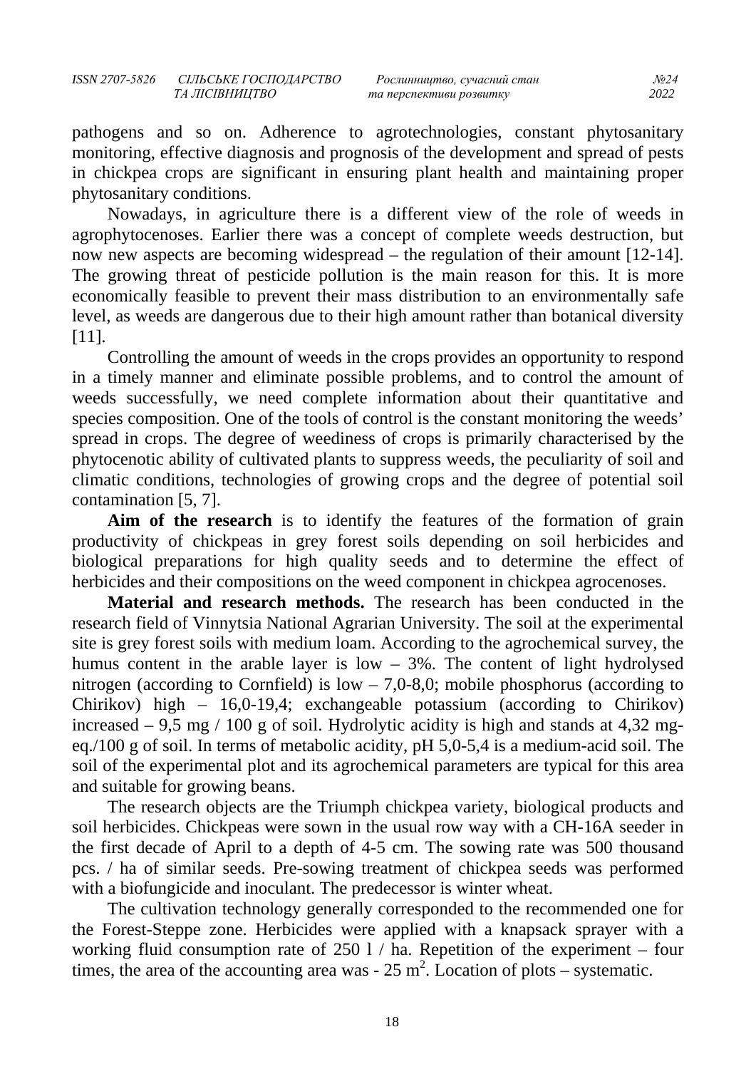pathogens and so on. Adherence to agrotechnologies, constant phytosanitary monitoring, effective diagnosis and prognosis of the development and spread of pests in chickpea crops are significant in ensuring plant health and maintaining proper phytosanitary conditions.

Nowadays, in agriculture there is a different view of the role of weeds in agrophytocenoses. Earlier there was a concept of complete weeds destruction, but now new aspects are becoming widespread – the regulation of their amount [12-14]. The growing threat of pesticide pollution is the main reason for this. It is more economically feasible to prevent their mass distribution to an environmentally safe level, as weeds are dangerous due to their high amount rather than botanical diversity [11].

Controlling the amount of weeds in the crops provides an opportunity to respond in a timely manner and eliminate possible problems, and to control the amount of weeds successfully, we need complete information about their quantitative and species composition. One of the tools of control is the constant monitoring the weeds' spread in crops. The degree of weediness of crops is primarily characterised by the phytocenotic ability of cultivated plants to suppress weeds, the peculiarity of soil and climatic conditions, technologies of growing crops and the degree of potential soil contamination [5, 7].

**Aim of the research** is to identify the features of the formation of grain productivity of chickpeas in grey forest soils depending on soil herbicides and biological preparations for high quality seeds and to determine the effect of herbicides and their compositions on the weed component in chickpea agrocenoses.

**Material and research methods.** The research has been conducted in the research field of Vinnytsia National Agrarian University. The soil at the experimental site is grey forest soils with medium loam. According to the agrochemical survey, the humus content in the arable layer is low – 3%. The content of light hydrolysed nitrogen (according to Cornfield) is low – 7,0-8,0; mobile phosphorus (according to Chirikov) high – 16,0-19,4; exchangeable potassium (according to Chirikov) increased – 9,5 mg / 100 g of soil. Hydrolytic acidity is high and stands at 4,32 mg-eq./100 g of soil. In terms of metabolic acidity, pH 5,0-5,4 is a medium-acid soil. The soil of the experimental plot and its agrochemical parameters are typical for this area and suitable for growing beans.

The research objects are the Triumph chickpea variety, biological products and soil herbicides. Chickpeas were sown in the usual row way with a CH-16A seeder in the first decade of April to a depth of 4-5 cm. The sowing rate was 500 thousand pcs. / ha of similar seeds. Pre-sowing treatment of chickpea seeds was performed with a biofungicide and inoculant. The predecessor is winter wheat.

The cultivation technology generally corresponded to the recommended one for the Forest-Steppe zone. Herbicides were applied with a knapsack sprayer with a working fluid consumption rate of 250 l / ha. Repetition of the experiment – four times, the area of the accounting area was - 25 $m^2$. Location of plots – systematic.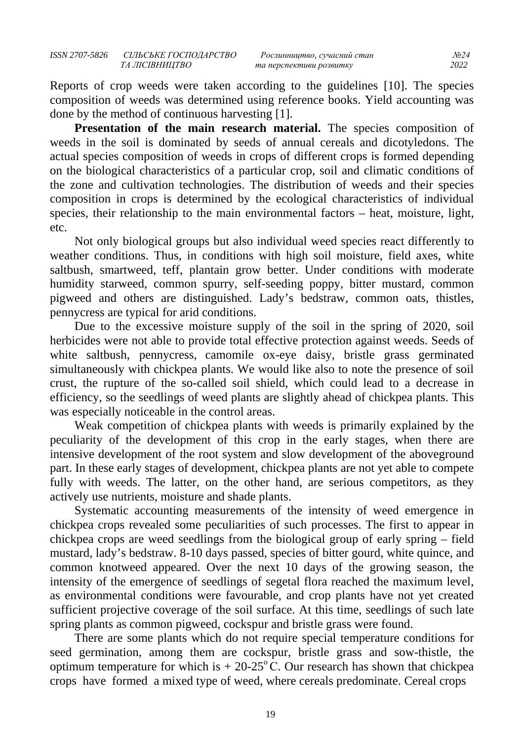Reports of crop weeds were taken according to the guidelines [10]. The species composition of weeds was determined using reference books. Yield accounting was done by the method of continuous harvesting [1].

**Presentation of the main research material.** The species composition of weeds in the soil is dominated by seeds of annual cereals and dicotyledons. The actual species composition of weeds in crops of different crops is formed depending on the biological characteristics of a particular crop, soil and climatic conditions of the zone and cultivation technologies. The distribution of weeds and their species composition in crops is determined by the ecological characteristics of individual species, their relationship to the main environmental factors – heat, moisture, light, etc.

Not only biological groups but also individual weed species react differently to weather conditions. Thus, in conditions with high soil moisture, field axes, white saltbush, smartweed, teff, plantain grow better. Under conditions with moderate humidity starweed, common spurry, self-seeding poppy, bitter mustard, common pigweed and others are distinguished. Lady's bedstraw, common oats, thistles, pennycress are typical for arid conditions.

Due to the excessive moisture supply of the soil in the spring of 2020, soil herbicides were not able to provide total effective protection against weeds. Seeds of white saltbush, pennycress, camomile ox-eye daisy, bristle grass germinated simultaneously with chickpea plants. We would like also to note the presence of soil crust, the rupture of the so-called soil shield, which could lead to a decrease in efficiency, so the seedlings of weed plants are slightly ahead of chickpea plants. This was especially noticeable in the control areas.

Weak competition of chickpea plants with weeds is primarily explained by the peculiarity of the development of this crop in the early stages, when there are intensive development of the root system and slow development of the aboveground part. In these early stages of development, chickpea plants are not yet able to compete fully with weeds. The latter, on the other hand, are serious competitors, as they actively use nutrients, moisture and shade plants.

Systematic accounting measurements of the intensity of weed emergence in chickpea crops revealed some peculiarities of such processes. The first to appear in chickpea crops are weed seedlings from the biological group of early spring – field mustard, lady's bedstraw. 8-10 days passed, species of bitter gourd, white quince, and common knotweed appeared. Over the next 10 days of the growing season, the intensity of the emergence of seedlings of segetal flora reached the maximum level, as environmental conditions were favourable, and crop plants have not yet created sufficient projective coverage of the soil surface. At this time, seedlings of such late spring plants as common pigweed, cockspur and bristle grass were found.

There are some plants which do not require special temperature conditions for seed germination, among them are cockspur, bristle grass and sow-thistle, the optimum temperature for which is + 20-25$^{o}$ C. Our research has shown that chickpea crops have formed a mixed type of weed, where cereals predominate. Cereal crops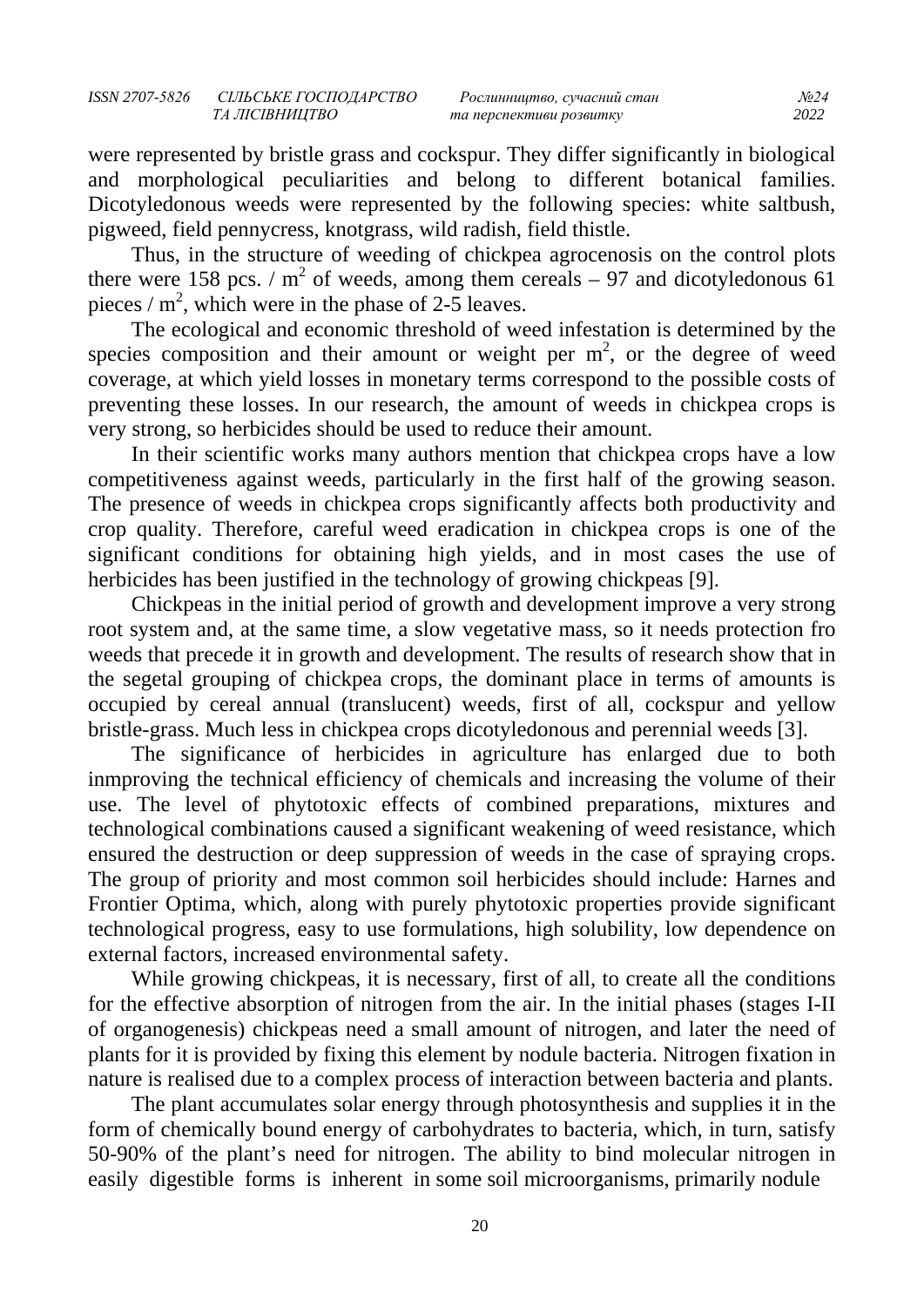were represented by bristle grass and cockspur. They differ significantly in biological and morphological peculiarities and belong to different botanical families. Dicotyledonous weeds were represented by the following species: white saltbush, pigweed, field pennycress, knotgrass, wild radish, field thistle.

Thus, in the structure of weeding of chickpea agrocenosis on the control plots there were 158 pcs. / $m^2$ of weeds, among them cereals – 97 and dicotyledonous 61 pieces / $m^2$, which were in the phase of 2-5 leaves.

The ecological and economic threshold of weed infestation is determined by the species composition and their amount or weight per $m^2$, or the degree of weed coverage, at which yield losses in monetary terms correspond to the possible costs of preventing these losses. In our research, the amount of weeds in chickpea crops is very strong, so herbicides should be used to reduce their amount.

In their scientific works many authors mention that chickpea crops have a low competitiveness against weeds, particularly in the first half of the growing season. The presence of weeds in chickpea crops significantly affects both productivity and crop quality. Therefore, careful weed eradication in chickpea crops is one of the significant conditions for obtaining high yields, and in most cases the use of herbicides has been justified in the technology of growing chickpeas [9].

Chickpeas in the initial period of growth and development improve a very strong root system and, at the same time, a slow vegetative mass, so it needs protection fro weeds that precede it in growth and development. The results of research show that in the segetal grouping of chickpea crops, the dominant place in terms of amounts is occupied by cereal annual (translucent) weeds, first of all, cockspur and yellow bristle-grass. Much less in chickpea crops dicotyledonous and perennial weeds [3].

The significance of herbicides in agriculture has enlarged due to both inmproving the technical efficiency of chemicals and increasing the volume of their use. The level of phytotoxic effects of combined preparations, mixtures and technological combinations caused a significant weakening of weed resistance, which ensured the destruction or deep suppression of weeds in the case of spraying crops. The group of priority and most common soil herbicides should include: Harnes and Frontier Optima, which, along with purely phytotoxic properties provide significant technological progress, easy to use formulations, high solubility, low dependence on external factors, increased environmental safety.

While growing chickpeas, it is necessary, first of all, to create all the conditions for the effective absorption of nitrogen from the air. In the initial phases (stages I-II of organogenesis) chickpeas need a small amount of nitrogen, and later the need of plants for it is provided by fixing this element by nodule bacteria. Nitrogen fixation in nature is realised due to a complex process of interaction between bacteria and plants.

The plant accumulates solar energy through photosynthesis and supplies it in the form of chemically bound energy of carbohydrates to bacteria, which, in turn, satisfy 50-90% of the plant's need for nitrogen. The ability to bind molecular nitrogen in easily digestible forms is inherent in some soil microorganisms, primarily nodule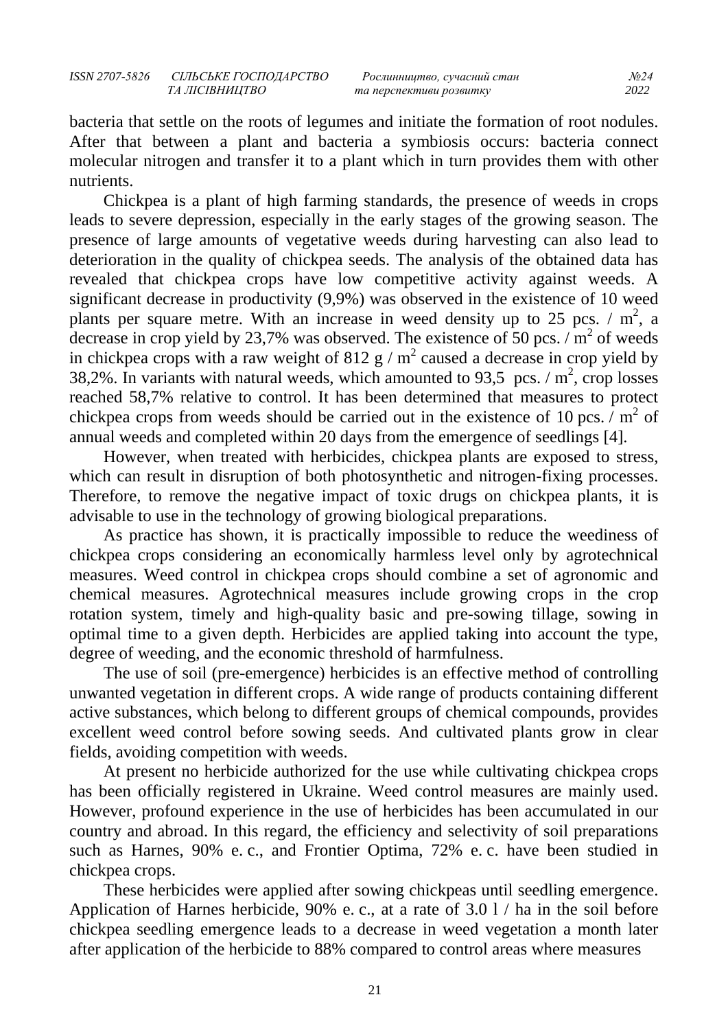bacteria that settle on the roots of legumes and initiate the formation of root nodules. After that between a plant and bacteria a symbiosis occurs: bacteria connect molecular nitrogen and transfer it to a plant which in turn provides them with other nutrients.

Chickpea is a plant of high farming standards, the presence of weeds in crops leads to severe depression, especially in the early stages of the growing season. The presence of large amounts of vegetative weeds during harvesting can also lead to deterioration in the quality of chickpea seeds. The analysis of the obtained data has revealed that chickpea crops have low competitive activity against weeds. A significant decrease in productivity (9,9%) was observed in the existence of 10 weed plants per square metre. With an increase in weed density up to 25 pcs. / $m^2$, a decrease in crop yield by 23,7% was observed. The existence of 50 pcs. / $m^2$ of weeds in chickpea crops with a raw weight of 812 g / $m^2$ caused a decrease in crop yield by 38,2%. In variants with natural weeds, which amounted to 93,5 pcs. / $m^2$, crop losses reached 58,7% relative to control. It has been determined that measures to protect chickpea crops from weeds should be carried out in the existence of 10 pcs. / $m^2$ of annual weeds and completed within 20 days from the emergence of seedlings [4].

However, when treated with herbicides, chickpea plants are exposed to stress, which can result in disruption of both photosynthetic and nitrogen-fixing processes. Therefore, to remove the negative impact of toxic drugs on chickpea plants, it is advisable to use in the technology of growing biological preparations.

As practice has shown, it is practically impossible to reduce the weediness of chickpea crops considering an economically harmless level only by agrotechnical measures. Weed control in chickpea crops should combine a set of agronomic and chemical measures. Agrotechnical measures include growing crops in the crop rotation system, timely and high-quality basic and pre-sowing tillage, sowing in optimal time to a given depth. Herbicides are applied taking into account the type, degree of weeding, and the economic threshold of harmfulness.

The use of soil (pre-emergence) herbicides is an effective method of controlling unwanted vegetation in different crops. A wide range of products containing different active substances, which belong to different groups of chemical compounds, provides excellent weed control before sowing seeds. And cultivated plants grow in clear fields, avoiding competition with weeds.

At present no herbicide authorized for the use while cultivating chickpea crops has been officially registered in Ukraine. Weed control measures are mainly used. However, profound experience in the use of herbicides has been accumulated in our country and abroad. In this regard, the efficiency and selectivity of soil preparations such as Harnes, 90% e. c., and Frontier Optima, 72% e. c. have been studied in chickpea crops.

These herbicides were applied after sowing chickpeas until seedling emergence. Application of Harnes herbicide, 90% e. c., at a rate of 3.0 l / ha in the soil before chickpea seedling emergence leads to a decrease in weed vegetation a month later after application of the herbicide to 88% compared to control areas where measures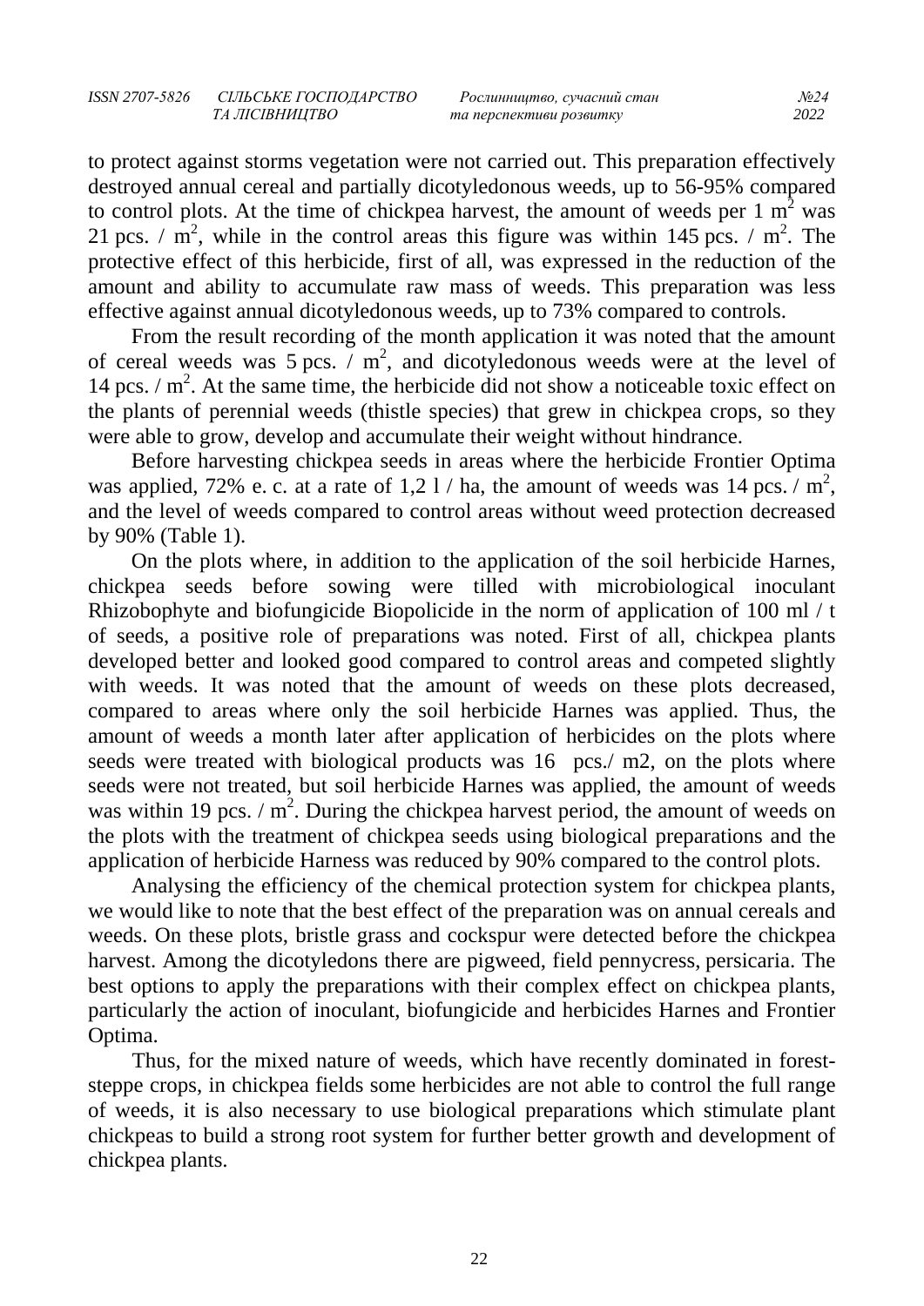to protect against storms vegetation were not carried out. This preparation effectively destroyed annual cereal and partially dicotyledonous weeds, up to 56-95% compared to control plots. At the time of chickpea harvest, the amount of weeds per 1 $m^2$ was 21 pcs. / $m^2$, while in the control areas this figure was within 145 pcs. / $m^2$. The protective effect of this herbicide, first of all, was expressed in the reduction of the amount and ability to accumulate raw mass of weeds. This preparation was less effective against annual dicotyledonous weeds, up to 73% compared to controls.

From the result recording of the month application it was noted that the amount of cereal weeds was 5 pcs. / $m^2$, and dicotyledonous weeds were at the level of 14 pcs. / $m^2$. At the same time, the herbicide did not show a noticeable toxic effect on the plants of perennial weeds (thistle species) that grew in chickpea crops, so they were able to grow, develop and accumulate their weight without hindrance.

Before harvesting chickpea seeds in areas where the herbicide Frontier Optima was applied, 72% e. c. at a rate of 1,2 l / ha, the amount of weeds was 14 pcs. / $m^2$, and the level of weeds compared to control areas without weed protection decreased by 90% (Table 1).

On the plots where, in addition to the application of the soil herbicide Harnes, chickpea seeds before sowing were tilled with microbiological inoculant Rhizobophyte and biofungicide Biopolicide in the norm of application of 100 ml / t of seeds, a positive role of preparations was noted. First of all, chickpea plants developed better and looked good compared to control areas and competed slightly with weeds. It was noted that the amount of weeds on these plots decreased, compared to areas where only the soil herbicide Harnes was applied. Thus, the amount of weeds a month later after application of herbicides on the plots where seeds were treated with biological products was 16 pcs./ m2, on the plots where seeds were not treated, but soil herbicide Harnes was applied, the amount of weeds was within 19 pcs. / $m^2$. During the chickpea harvest period, the amount of weeds on the plots with the treatment of chickpea seeds using biological preparations and the application of herbicide Harness was reduced by 90% compared to the control plots.

Analysing the efficiency of the chemical protection system for chickpea plants, we would like to note that the best effect of the preparation was on annual cereals and weeds. On these plots, bristle grass and cockspur were detected before the chickpea harvest. Among the dicotyledons there are pigweed, field pennycress, persicaria. The best options to apply the preparations with their complex effect on chickpea plants, particularly the action of inoculant, biofungicide and herbicides Harnes and Frontier Optima.

Thus, for the mixed nature of weeds, which have recently dominated in forest-steppe crops, in chickpea fields some herbicides are not able to control the full range of weeds, it is also necessary to use biological preparations which stimulate plant chickpeas to build a strong root system for further better growth and development of chickpea plants.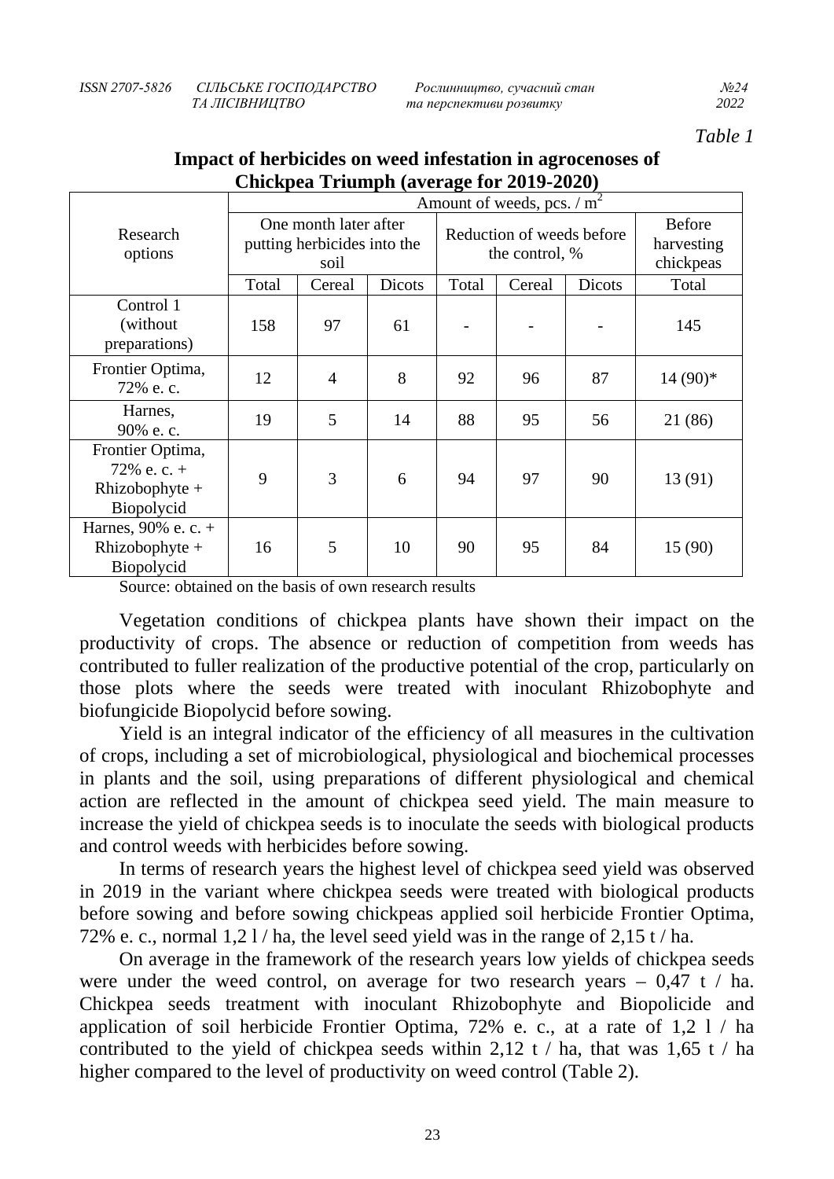*Table 1*

**Impact of herbicides on weed infestation in agrocenoses of Chickpea Triumph (average for 2019-2020)**

| Research options | Amount of weeds, pcs. / $m^2$ | | | | | | |
|---|---|---|---|---|---|---|---|
| | One month later after putting herbicides into the soil | | | Reduction of weeds before the control, % | | | Before harvesting chickpeas |
| | Total | Cereal | Dicots | Total | Cereal | Dicots | Total |
| Control 1 (without preparations) | 158 | 97 | 61 | - | - | - | 145 |
| Frontier Optima, 72% e. c. | 12 | 4 | 8 | 92 | 96 | 87 | 14 (90)* |
| Harnes, 90% e. c. | 19 | 5 | 14 | 88 | 95 | 56 | 21 (86) |
| Frontier Optima, 72% e. c. + Rhizobophyte + Biopolycid | 9 | 3 | 6 | 94 | 97 | 90 | 13 (91) |
| Harnes, 90% e. c. + Rhizobophyte + Biopolycid | 16 | 5 | 10 | 90 | 95 | 84 | 15 (90) |

Source: obtained on the basis of own research results

Vegetation conditions of chickpea plants have shown their impact on the productivity of crops. The absence or reduction of competition from weeds has contributed to fuller realization of the productive potential of the crop, particularly on those plots where the seeds were treated with inoculant Rhizobophyte and biofungicide Biopolycid before sowing.

Yield is an integral indicator of the efficiency of all measures in the cultivation of crops, including a set of microbiological, physiological and biochemical processes in plants and the soil, using preparations of different physiological and chemical action are reflected in the amount of chickpea seed yield. The main measure to increase the yield of chickpea seeds is to inoculate the seeds with biological products and control weeds with herbicides before sowing.

In terms of research years the highest level of chickpea seed yield was observed in 2019 in the variant where chickpea seeds were treated with biological products before sowing and before sowing chickpeas applied soil herbicide Frontier Optima, 72% e. c., normal 1,2 l / ha, the level seed yield was in the range of 2,15 t / ha.

On average in the framework of the research years low yields of chickpea seeds were under the weed control, on average for two research years – 0,47 t / ha. Chickpea seeds treatment with inoculant Rhizobophyte and Biopolicide and application of soil herbicide Frontier Optima, 72% e. c., at a rate of 1,2 l / ha contributed to the yield of chickpea seeds within 2,12 t / ha, that was 1,65 t / ha higher compared to the level of productivity on weed control (Table 2).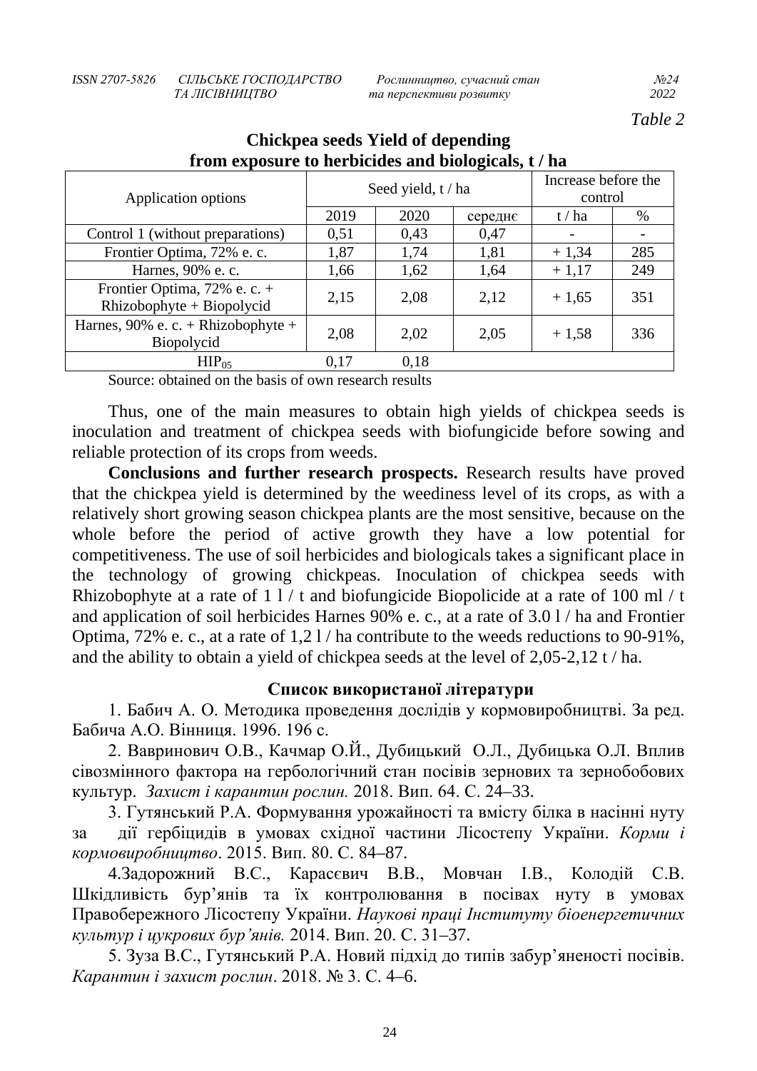*Table 2*

**Chickpea seeds Yield of depending from exposure to herbicides and biologicals, t / ha**

| Application options | Seed yield, t / ha | | | Increase before the control | |
|---|---|---|---|---|---|
| | 2019 | 2020 | середнє | t / ha | % |
| Control 1 (without preparations) | 0,51 | 0,43 | 0,47 | - | - |
| Frontier Optima, 72% e. c. | 1,87 | 1,74 | 1,81 | + 1,34 | 285 |
| Harnes, 90% e. c. | 1,66 | 1,62 | 1,64 | + 1,17 | 249 |
| Frontier Optima, 72% e. c. + Rhizobophyte + Biopolycid | 2,15 | 2,08 | 2,12 | + 1,65 | 351 |
| Harnes, 90% e. c. + Rhizobophyte + Biopolycid | 2,08 | 2,02 | 2,05 | + 1,58 | 336 |
| $HIP_{05}$ | 0,17 | 0,18 | | | |

Source: obtained on the basis of own research results

Thus, one of the main measures to obtain high yields of chickpea seeds is inoculation and treatment of chickpea seeds with biofungicide before sowing and reliable protection of its crops from weeds.

**Conclusions and further research prospects.** Research results have proved that the chickpea yield is determined by the weediness level of its crops, as with a relatively short growing season chickpea plants are the most sensitive, because on the whole before the period of active growth they have a low potential for competitiveness. The use of soil herbicides and biologicals takes a significant place in the technology of growing chickpeas. Inoculation of chickpea seeds with Rhizobophyte at a rate of 1 l / t and biofungicide Biopolicide at a rate of 100 ml / t and application of soil herbicides Harnes 90% e. c., at a rate of 3.0 l / ha and Frontier Optima, 72% e. c., at a rate of 1,2 l / ha contribute to the weeds reductions to 90-91%, and the ability to obtain a yield of chickpea seeds at the level of 2,05-2,12 t / ha.

## Список використаної літератури

1. Бабич А. О. Методика проведення дослідів у кормовиробництві. За ред. Бабича А.О. Вінниця. 1996. 196 с.

2. Вавринович О.В., Качмар О.Й., Дубицький О.Л., Дубицька О.Л. Вплив сівозмінного фактора на гербологічний стан посівів зернових та зернобобових культур. *Захист і карантин рослин.* 2018. Вип. 64. С. 24–33.

3. Гутянський Р.А. Формування урожайності та вмісту білка в насінні нуту за дії гербіцидів в умовах східної частини Лісостепу України. *Корми і кормовиробництво*. 2015. Вип. 80. С. 84–87.

4.Задорожний В.С., Карасєвич В.В., Мовчан І.В., Колодій С.В. Шкідливість бур'янів та їх контролювання в посівах нуту в умовах Правобережного Лісостепу України. *Наукові праці Інституту біоенергетичних культур і цукрових бур'янів.* 2014. Вип. 20. С. 31–37.

5. Зуза В.С., Гутянський Р.А. Новий підхід до типів забур'яненості посівів. *Карантин і захист рослин*. 2018. № 3. С. 4–6.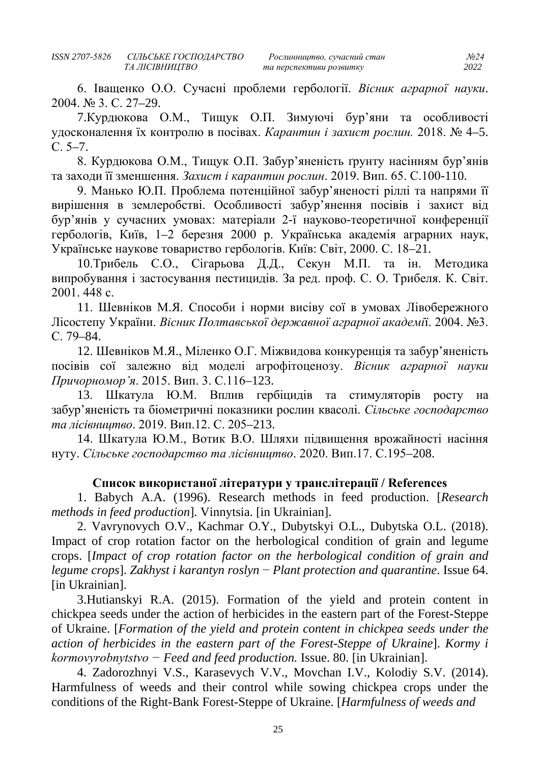6. Іващенко О.О. Сучасні проблеми гербології. *Вісник аграрної науки*. 2004. № 3. С. 27–29.

7.Курдюкова О.М., Тищук О.П. Зимуючі бур'яни та особливості удосконалення їх контролю в посівах. *Карантин і захист рослин.* 2018. № 4–5. С. 5–7.

8. Курдюкова О.М., Тищук О.П. Забур'яненість ґрунту насінням бур'янів та заходи її зменшення. *Захист і карантин рослин*. 2019. Вип. 65. С.100-110.

9. Манько Ю.П. Проблема потенційної забур'яненості ріллі та напрями її вирішення в землеробстві. Особливості забур'янення посівів і захист від бур'янів у сучасних умовах: матеріали 2-ї науково-теоретичної конференції гербологів, Київ, 1–2 березня 2000 р. Українська академія аграрних наук, Українське наукове товариство гербологів. Київ: Світ, 2000. С. 18–21.

10.Трибель С.О., Сігарьова Д.Д., Секун М.П. та ін. Методика випробування і застосування пестицидів. За ред. проф. С. О. Трибеля. К. Світ. 2001. 448 с.

11. Шевніков М.Я. Способи і норми висіву сої в умовах Лівобережного Лісостепу України. *Вісник Полтавської державної аграрної академі*ї. 2004. №3. С. 79–84.

12. Шевніков М.Я., Міленко О.Г. Міжвидова конкуренція та забур'яненість посівів сої залежно від моделі агрофітоценозу. *Вісник аграрної науки Причорномор'я*. 2015. Вип. 3. С.116–123.

13. Шкатула Ю.М. Вплив гербіцидів та стимуляторів росту на забур'яненість та біометричні показники рослин квасолі. *Сільське господарство та лісівництво*. 2019. Вип.12. С. 205–213.

14. Шкатула Ю.М., Вотик В.О. Шляхи підвищення врожайності насіння нуту. *Сільське господарство та лісівництво*. 2020. Вип.17. С.195–208.

**Список використаної літератури у транслітерації / References**

1. Babych A.A. (1996). Research methods in feed production. [*Research methods in feed production*]. Vinnytsia. [in Ukrainian].

2. Vavrynovych O.V., Kachmar O.Y., Dubytskyi O.L., Dubytska O.L. (2018). Impact of crop rotation factor on the herbological condition of grain and legume crops. [*Impact of crop rotation factor on the herbological condition of grain and legume crops*]. *Zakhyst i karantyn roslyn − Plant protection and quarantine*. Issue 64. [in Ukrainian].

3.Hutianskyi R.A. (2015). Formation of the yield and protein content in chickpea seeds under the action of herbicides in the eastern part of the Forest-Steppe of Ukraine. [*Formation of the yield and protein content in chickpea seeds under the action of herbicides in the eastern part of the Forest-Steppe of Ukraine*]. *Kormy i kormovyrobnytstvo − Feed and feed production.* Issue. 80. [in Ukrainian].

4. Zadorozhnyi V.S., Karasevych V.V., Movchan I.V., Kolodiy S.V. (2014). Harmfulness of weeds and their control while sowing chickpea crops under the conditions of the Right-Bank Forest-Steppe of Ukraine. [*Harmfulness of weeds and*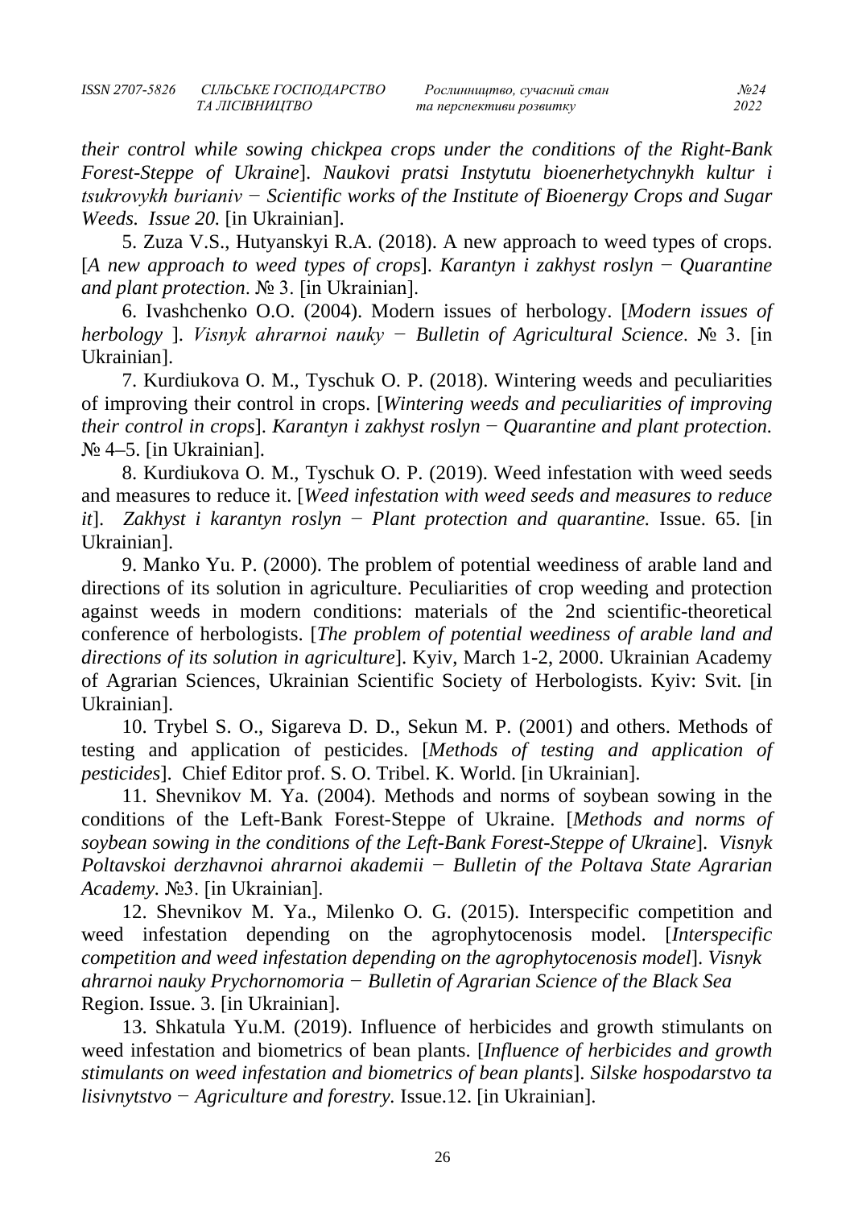*their control while sowing chickpea crops under the conditions of the Right-Bank Forest-Steppe of Ukraine*]. *Naukovi pratsi Instytutu bioenerhetychnykh kultur i tsukrovykh burianiv − Scientific works of the Institute of Bioenergy Crops and Sugar Weeds. Issue 20.* [in Ukrainian].

5. Zuza V.S., Hutyanskyi R.A. (2018). A new approach to weed types of crops. [*A new approach to weed types of crops*]. *Karantyn i zakhyst roslyn − Quarantine and plant protection*. № 3. [in Ukrainian].

6. Ivashchenko O.O. (2004). Modern issues of herbology. [*Modern issues of herbology* ]. *Visnyk ahrarnoi nauky − Bulletin of Agricultural Science*. № 3. [in Ukrainian].

7. Kurdiukova O. M., Tyschuk O. P. (2018). Wintering weeds and peculiarities of improving their control in crops. [*Wintering weeds and peculiarities of improving their control in crops*]. *Karantyn i zakhyst roslyn − Quarantine and plant protection.* № 4–5. [in Ukrainian].

8. Kurdiukova O. M., Tyschuk O. P. (2019). Weed infestation with weed seeds and measures to reduce it. [*Weed infestation with weed seeds and measures to reduce it*]. *Zakhyst i karantyn roslyn − Plant protection and quarantine.* Issue. 65. [in Ukrainian].

9. Manko Yu. P. (2000). The problem of potential weediness of arable land and directions of its solution in agriculture. Peculiarities of crop weeding and protection against weeds in modern conditions: materials of the 2nd scientific-theoretical conference of herbologists. [*The problem of potential weediness of arable land and directions of its solution in agriculture*]. Kyiv, March 1-2, 2000. Ukrainian Academy of Agrarian Sciences, Ukrainian Scientific Society of Herbologists. Kyiv: Svit. [in Ukrainian].

10. Trybel S. O., Sigareva D. D., Sekun M. P. (2001) and others. Methods of testing and application of pesticides. [*Methods of testing and application of pesticides*]. Chief Editor prof. S. O. Tribel. K. World. [in Ukrainian].

11. Shevnikov M. Ya. (2004). Methods and norms of soybean sowing in the conditions of the Left-Bank Forest-Steppe of Ukraine. [*Methods and norms of soybean sowing in the conditions of the Left-Bank Forest-Steppe of Ukraine*]. *Visnyk Poltavskoi derzhavnoi ahrarnoi akademii − Bulletin of the Poltava State Agrarian Academy.* №3. [in Ukrainian].

12. Shevnikov M. Ya., Milenko O. G. (2015). Interspecific competition and weed infestation depending on the agrophytocenosis model. [*Interspecific competition and weed infestation depending on the agrophytocenosis model*]. *Visnyk ahrarnoi nauky Prychornomoria − Bulletin of Agrarian Science of the Black Sea* Region. Issue. 3. [in Ukrainian].

13. Shkatula Yu.M. (2019). Influence of herbicides and growth stimulants on weed infestation and biometrics of bean plants. [*Influence of herbicides and growth stimulants on weed infestation and biometrics of bean plants*]. *Silske hospodarstvo ta lisivnytstvo − Agriculture and forestry.* Issue.12. [in Ukrainian].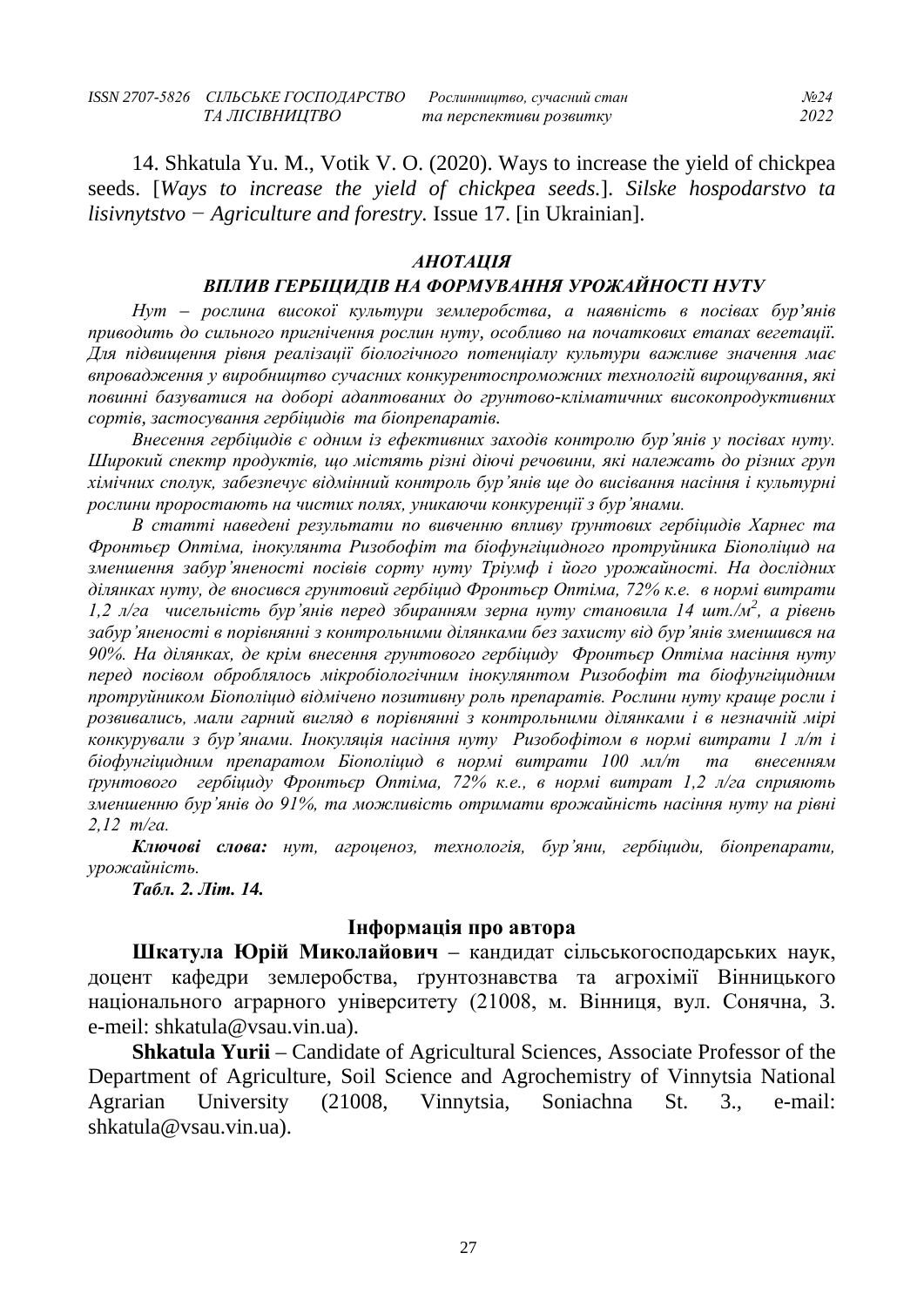14. Shkatula Yu. M., Votik V. O. (2020). Ways to increase the yield of chickpea seeds. [*Ways to increase the yield of chickpea seeds.*]. *Silske hospodarstvo ta lisivnytstvo − Agriculture and forestry.* Issue 17. [in Ukrainian].

## *АНОТАЦІЯ*

## *ВПЛИВ ГЕРБІЦИДІВ НА ФОРМУВАННЯ УРОЖАЙНОСТІ НУТУ*

*Нут – рослина високої культури землеробства, а наявність в посівах бур'янів приводить до сильного пригнічення рослин нуту, особливо на початкових етапах вегетації. Для підвищення рівня реалізації біологічного потенціалу культури важливе значення має впровадження у виробництво сучасних конкурентоспроможних технологій вирощування, які повинні базуватися на доборі адаптованих до грунтово-кліматичних високопродуктивних сортів, застосування гербіцидів та біопрепаратів.*

*Внесення гербіцидів є одним із ефективних заходів контролю бур'янів у посівах нуту. Широкий спектр продуктів, що містять різні діючі речовини, які належать до різних груп хімічних сполук, забезпечує відмінний контроль бур'янів ще до висівання насіння і культурні рослини проростають на чистих полях, уникаючи конкуренції з бур'янами.*

*В статті наведені результати по вивченню впливу ґрунтових гербіцидів Харнес та Фронтьєр Оптіма, інокулянта Ризобофіт та біофунгіцидного протруйника Біополіцид на зменшення забур'яненості посівів сорту нуту Тріумф і його урожайності. На дослідних ділянках нуту, де вносився грунтовий гербіцид Фронтьєр Оптіма, 72% к.е. в нормі витрати 1,2 л/га чисельність бур'янів перед збиранням зерна нуту становила 14 шт./м$^2$, а рівень забур'яненості в порівнянні з контрольними ділянками без захисту від бур'янів зменшився на 90%. На ділянках, де крім внесення грунтового гербіциду Фронтьєр Оптіма насіння нуту перед посівом оброблялось мікробіологічним інокулянтом Ризобофіт та біофунгіцидним протруйником Біополіцид відмічено позитивну роль препаратів. Рослини нуту краще росли і розвивались, мали гарний вигляд в порівнянні з контрольними ділянками і в незначній мірі конкурували з бур'янами. Інокуляція насіння нуту Ризобофітом в нормі витрати 1 л/т і біофунгіцидним препаратом Біополіцид в нормі витрати 100 мл/т та внесенням ґрунтового гербіциду Фронтьєр Оптіма, 72% к.е., в нормі витрат 1,2 л/га сприяють зменшенню бур'янів до 91%, та можливість отримати врожайність насіння нуту на рівні 2,12 т/га.*

***Ключові слова:*** *нут, агроценоз, технологія, бур'яни, гербіциди, біопрепарати, урожайність.*

***Табл. 2. Літ. 14.***

## Інформація про автора

**Шкатула Юрій Миколайович** – кандидат сільськогосподарських наук, доцент кафедри землеробства, ґрунтознавства та агрохімії Вінницького національного аграрного університету (21008, м. Вінниця, вул. Сонячна, 3. e-meil: shkatula@vsau.vin.ua).

**Shkatula Yurii** – Candidate of Agricultural Sciences, Associate Professor of the Department of Agriculture, Soil Science and Agrochemistry of Vinnytsia National Agrarian University (21008, Vinnytsia, Soniachna St. 3., e-mail: shkatula@vsau.vin.ua).